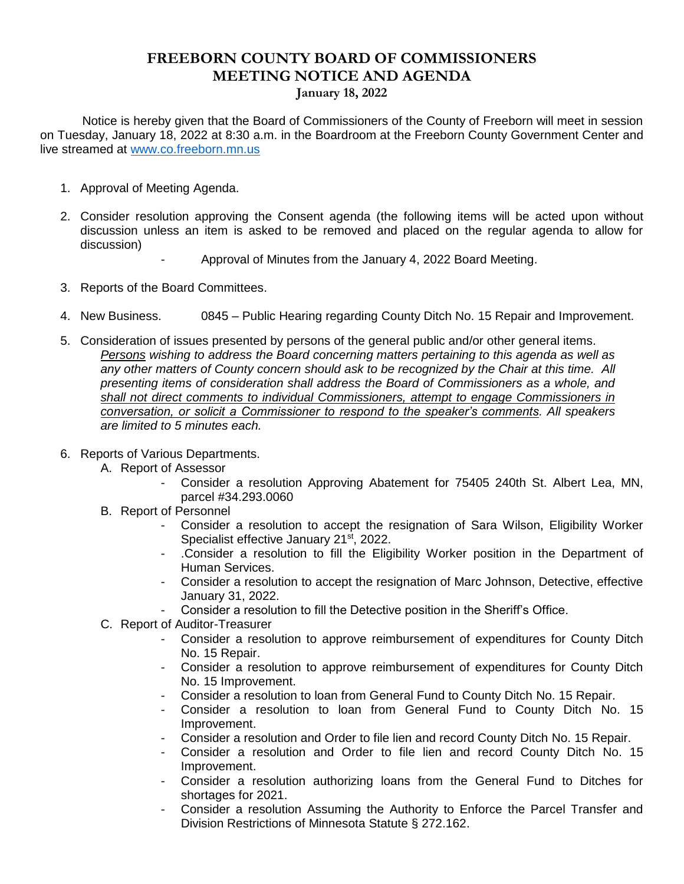# FREEBORN COUNTY BOARD OF COMMISSIONERS
# MEETING NOTICE AND AGENDA
### January 18, 2022

Notice is hereby given that the Board of Commissioners of the County of Freeborn will meet in session on Tuesday, January 18, 2022 at 8:30 a.m. in the Boardroom at the Freeborn County Government Center and live streamed at www.co.freeborn.mn.us

1. Approval of Meeting Agenda.

2. Consider resolution approving the Consent agenda (the following items will be acted upon without discussion unless an item is asked to be removed and placed on the regular agenda to allow for discussion)
   - Approval of Minutes from the January 4, 2022 Board Meeting.

3. Reports of the Board Committees.

4. New Business. 0845 – Public Hearing regarding County Ditch No. 15 Repair and Improvement.

5. Consideration of issues presented by persons of the general public and/or other general items.
   *<u>Persons</u> wishing to address the Board concerning matters pertaining to this agenda as well as any other matters of County concern should ask to be recognized by the Chair at this time. All presenting items of consideration shall address the Board of Commissioners as a whole, and <u>shall not direct comments to individual Commissioners, attempt to engage Commissioners in conversation, or solicit a Commissioner to respond to the speaker's comments</u>. All speakers are limited to 5 minutes each.*

6. Reports of Various Departments.
   - A. Report of Assessor
     - Consider a resolution Approving Abatement for 75405 240th St. Albert Lea, MN, parcel #34.293.0060
   - B. Report of Personnel
     - Consider a resolution to accept the resignation of Sara Wilson, Eligibility Worker Specialist effective January 21st, 2022.
     - .Consider a resolution to fill the Eligibility Worker position in the Department of Human Services.
     - Consider a resolution to accept the resignation of Marc Johnson, Detective, effective January 31, 2022.
     - Consider a resolution to fill the Detective position in the Sheriff's Office.
   - C. Report of Auditor-Treasurer
     - Consider a resolution to approve reimbursement of expenditures for County Ditch No. 15 Repair.
     - Consider a resolution to approve reimbursement of expenditures for County Ditch No. 15 Improvement.
     - Consider a resolution to loan from General Fund to County Ditch No. 15 Repair.
     - Consider a resolution to loan from General Fund to County Ditch No. 15 Improvement.
     - Consider a resolution and Order to file lien and record County Ditch No. 15 Repair.
     - Consider a resolution and Order to file lien and record County Ditch No. 15 Improvement.
     - Consider a resolution authorizing loans from the General Fund to Ditches for shortages for 2021.
     - Consider a resolution Assuming the Authority to Enforce the Parcel Transfer and Division Restrictions of Minnesota Statute § 272.162.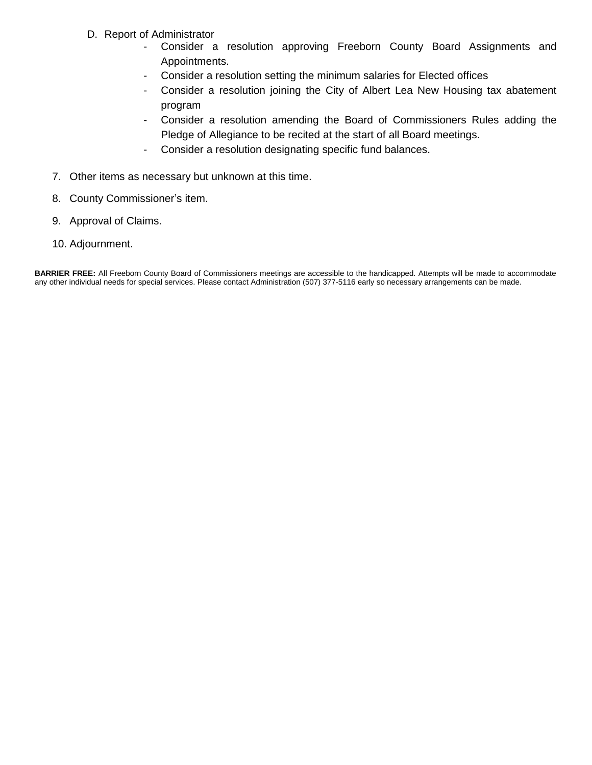D. Report of Administrator
   - Consider a resolution approving Freeborn County Board Assignments and Appointments.
   - Consider a resolution setting the minimum salaries for Elected offices
   - Consider a resolution joining the City of Albert Lea New Housing tax abatement program
   - Consider a resolution amending the Board of Commissioners Rules adding the Pledge of Allegiance to be recited at the start of all Board meetings.
   - Consider a resolution designating specific fund balances.

7. Other items as necessary but unknown at this time.
8. County Commissioner's item.
9. Approval of Claims.
10. Adjournment.

**BARRIER FREE:** All Freeborn County Board of Commissioners meetings are accessible to the handicapped. Attempts will be made to accommodate any other individual needs for special services. Please contact Administration (507) 377-5116 early so necessary arrangements can be made.